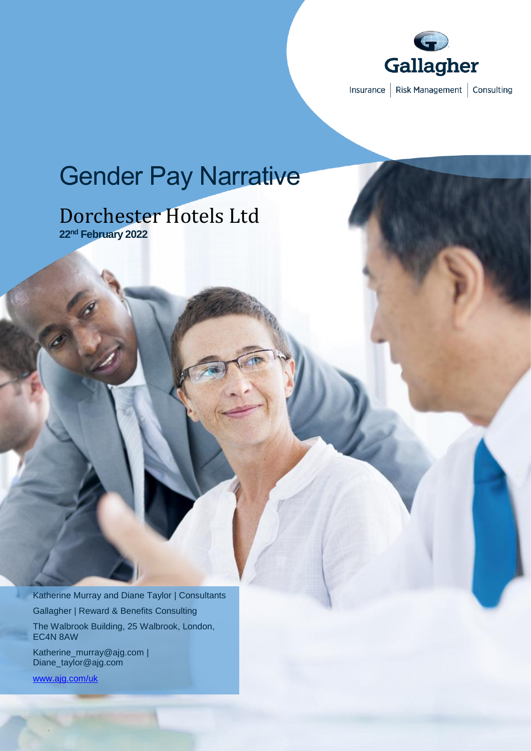Gallagher

Insurance | Risk Management | Consulting

# Gender Pay Narrative

## Dorchester Hotels Ltd

**22nd February 2022**

Katherine Murray and Diane Taylor | Consultants

Gallagher | Reward & Benefits Consulting

The Walbrook Building, 25 Walbrook, London, EC4N 8AW

Katherine_murray@ajg.com | Diane_taylor@ajg.com

www.ajg.com/uk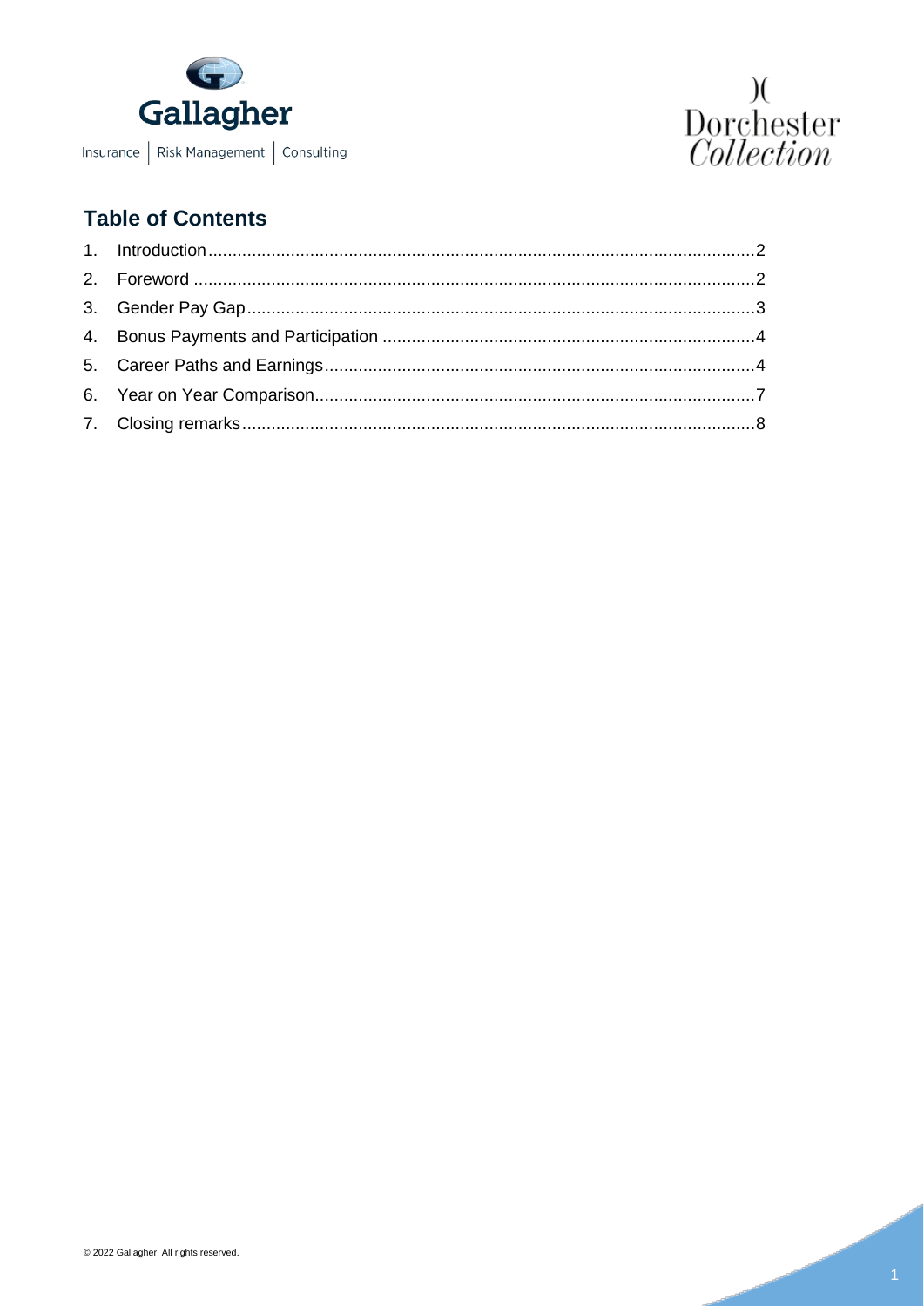## Table of Contents

1. Introduction ........................................ 2
2. Foreword ........................................ 2
3. Gender Pay Gap ........................................ 3
4. Bonus Payments and Participation ........................................ 4
5. Career Paths and Earnings ........................................ 4
6. Year on Year Comparison ........................................ 7
7. Closing remarks ........................................ 8

© 2022 Gallagher. All rights reserved.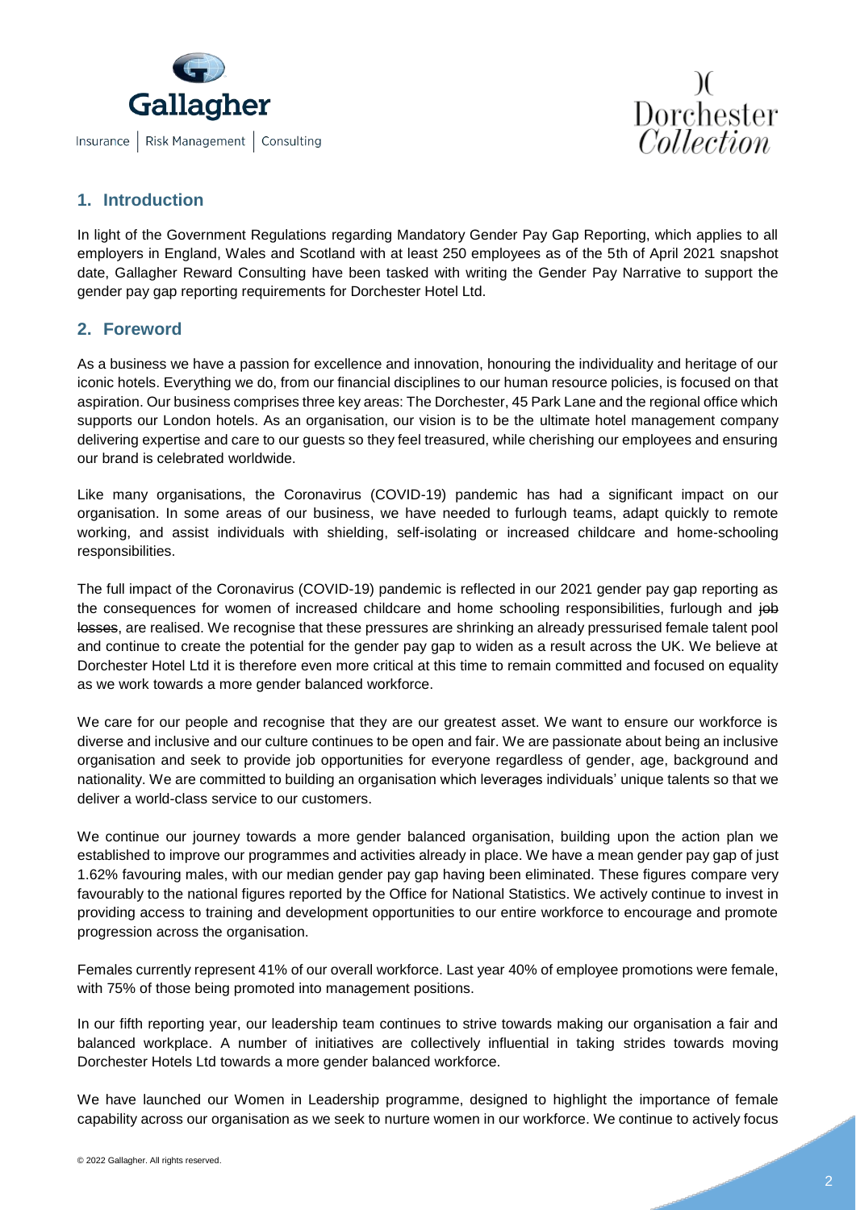## 1. Introduction

In light of the Government Regulations regarding Mandatory Gender Pay Gap Reporting, which applies to all employers in England, Wales and Scotland with at least 250 employees as of the 5th of April 2021 snapshot date, Gallagher Reward Consulting have been tasked with writing the Gender Pay Narrative to support the gender pay gap reporting requirements for Dorchester Hotel Ltd.

## 2. Foreword

As a business we have a passion for excellence and innovation, honouring the individuality and heritage of our iconic hotels. Everything we do, from our financial disciplines to our human resource policies, is focused on that aspiration. Our business comprises three key areas: The Dorchester, 45 Park Lane and the regional office which supports our London hotels. As an organisation, our vision is to be the ultimate hotel management company delivering expertise and care to our guests so they feel treasured, while cherishing our employees and ensuring our brand is celebrated worldwide.

Like many organisations, the Coronavirus (COVID-19) pandemic has had a significant impact on our organisation. In some areas of our business, we have needed to furlough teams, adapt quickly to remote working, and assist individuals with shielding, self-isolating or increased childcare and home-schooling responsibilities.

The full impact of the Coronavirus (COVID-19) pandemic is reflected in our 2021 gender pay gap reporting as the consequences for women of increased childcare and home schooling responsibilities, furlough and ~~job losses~~, are realised. We recognise that these pressures are shrinking an already pressurised female talent pool and continue to create the potential for the gender pay gap to widen as a result across the UK. We believe at Dorchester Hotel Ltd it is therefore even more critical at this time to remain committed and focused on equality as we work towards a more gender balanced workforce.

We care for our people and recognise that they are our greatest asset. We want to ensure our workforce is diverse and inclusive and our culture continues to be open and fair. We are passionate about being an inclusive organisation and seek to provide job opportunities for everyone regardless of gender, age, background and nationality. We are committed to building an organisation which leverages individuals' unique talents so that we deliver a world-class service to our customers.

We continue our journey towards a more gender balanced organisation, building upon the action plan we established to improve our programmes and activities already in place. We have a mean gender pay gap of just 1.62% favouring males, with our median gender pay gap having been eliminated. These figures compare very favourably to the national figures reported by the Office for National Statistics. We actively continue to invest in providing access to training and development opportunities to our entire workforce to encourage and promote progression across the organisation.

Females currently represent 41% of our overall workforce. Last year 40% of employee promotions were female, with 75% of those being promoted into management positions.

In our fifth reporting year, our leadership team continues to strive towards making our organisation a fair and balanced workplace. A number of initiatives are collectively influential in taking strides towards moving Dorchester Hotels Ltd towards a more gender balanced workforce.

We have launched our Women in Leadership programme, designed to highlight the importance of female capability across our organisation as we seek to nurture women in our workforce. We continue to actively focus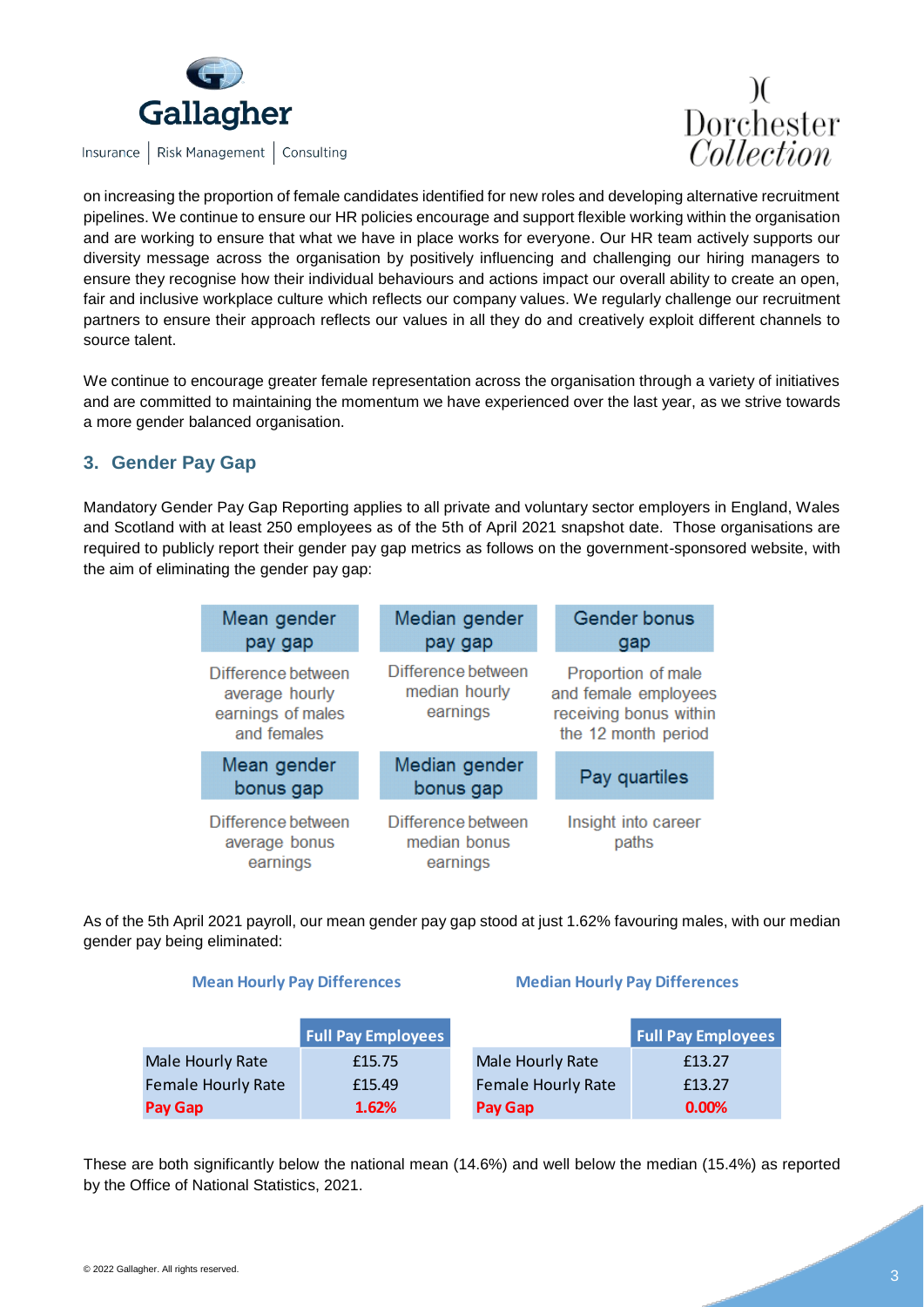on increasing the proportion of female candidates identified for new roles and developing alternative recruitment pipelines. We continue to ensure our HR policies encourage and support flexible working within the organisation and are working to ensure that what we have in place works for everyone. Our HR team actively supports our diversity message across the organisation by positively influencing and challenging our hiring managers to ensure they recognise how their individual behaviours and actions impact our overall ability to create an open, fair and inclusive workplace culture which reflects our company values. We regularly challenge our recruitment partners to ensure their approach reflects our values in all they do and creatively exploit different channels to source talent.

We continue to encourage greater female representation across the organisation through a variety of initiatives and are committed to maintaining the momentum we have experienced over the last year, as we strive towards a more gender balanced organisation.

## 3. Gender Pay Gap

Mandatory Gender Pay Gap Reporting applies to all private and voluntary sector employers in England, Wales and Scotland with at least 250 employees as of the 5th of April 2021 snapshot date. Those organisations are required to publicly report their gender pay gap metrics as follows on the government-sponsored website, with the aim of eliminating the gender pay gap:

| Mean gender pay gap | Median gender pay gap | Gender bonus gap |
|---|---|---|
| Difference between average hourly earnings of males and females | Difference between median hourly earnings | Proportion of male and female employees receiving bonus within the 12 month period |
| **Mean gender bonus gap** | **Median gender bonus gap** | **Pay quartiles** |
| Difference between average bonus earnings | Difference between median bonus earnings | Insight into career paths |

As of the 5th April 2021 payroll, our mean gender pay gap stood at just 1.62% favouring males, with our median gender pay being eliminated:

**Mean Hourly Pay Differences**

| | Full Pay Employees |
|---|---|
| Male Hourly Rate | £15.75 |
| Female Hourly Rate | £15.49 |
| **Pay Gap** | **1.62%** |

**Median Hourly Pay Differences**

| | Full Pay Employees |
|---|---|
| Male Hourly Rate | £13.27 |
| Female Hourly Rate | £13.27 |
| **Pay Gap** | **0.00%** |

These are both significantly below the national mean (14.6%) and well below the median (15.4%) as reported by the Office of National Statistics, 2021.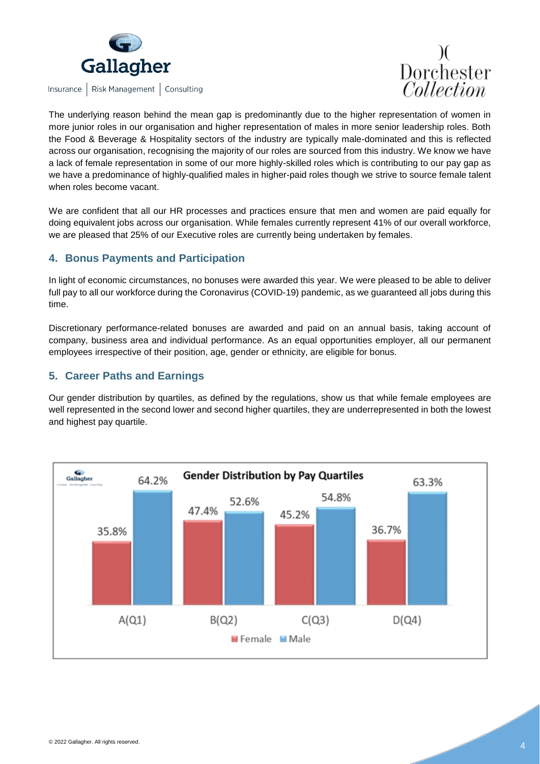The underlying reason behind the mean gap is predominantly due to the higher representation of women in more junior roles in our organisation and higher representation of males in more senior leadership roles. Both the Food & Beverage & Hospitality sectors of the industry are typically male-dominated and this is reflected across our organisation, recognising the majority of our roles are sourced from this industry. We know we have a lack of female representation in some of our more highly-skilled roles which is contributing to our pay gap as we have a predominance of highly-qualified males in higher-paid roles though we strive to source female talent when roles become vacant.

We are confident that all our HR processes and practices ensure that men and women are paid equally for doing equivalent jobs across our organisation. While females currently represent 41% of our overall workforce, we are pleased that 25% of our Executive roles are currently being undertaken by females.

## 4. Bonus Payments and Participation

In light of economic circumstances, no bonuses were awarded this year. We were pleased to be able to deliver full pay to all our workforce during the Coronavirus (COVID-19) pandemic, as we guaranteed all jobs during this time.

Discretionary performance-related bonuses are awarded and paid on an annual basis, taking account of company, business area and individual performance. As an equal opportunities employer, all our permanent employees irrespective of their position, age, gender or ethnicity, are eligible for bonus.

## 5. Career Paths and Earnings

Our gender distribution by quartiles, as defined by the regulations, show us that while female employees are well represented in the second lower and second higher quartiles, they are underrepresented in both the lowest and highest pay quartile.

**Gender Distribution by Pay Quartiles**

| | A(Q1) | B(Q2) | C(Q3) | D(Q4) |
|---|---|---|---|---|
| Female | 35.8% | 47.4% | 45.2% | 36.7% |
| Male | 64.2% | 52.6% | 54.8% | 63.3% |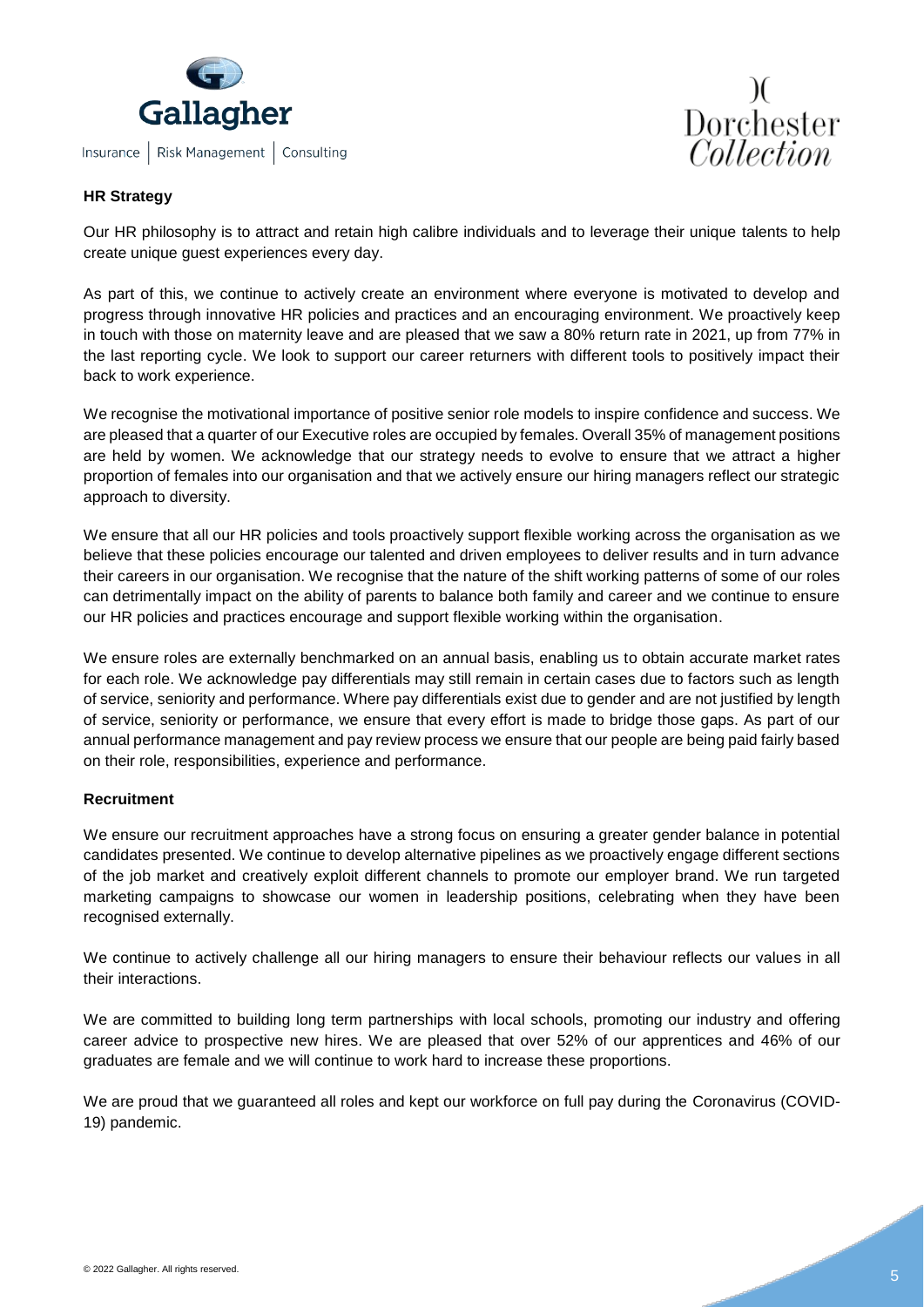**HR Strategy**

Our HR philosophy is to attract and retain high calibre individuals and to leverage their unique talents to help create unique guest experiences every day.

As part of this, we continue to actively create an environment where everyone is motivated to develop and progress through innovative HR policies and practices and an encouraging environment. We proactively keep in touch with those on maternity leave and are pleased that we saw a 80% return rate in 2021, up from 77% in the last reporting cycle. We look to support our career returners with different tools to positively impact their back to work experience.

We recognise the motivational importance of positive senior role models to inspire confidence and success. We are pleased that a quarter of our Executive roles are occupied by females. Overall 35% of management positions are held by women. We acknowledge that our strategy needs to evolve to ensure that we attract a higher proportion of females into our organisation and that we actively ensure our hiring managers reflect our strategic approach to diversity.

We ensure that all our HR policies and tools proactively support flexible working across the organisation as we believe that these policies encourage our talented and driven employees to deliver results and in turn advance their careers in our organisation. We recognise that the nature of the shift working patterns of some of our roles can detrimentally impact on the ability of parents to balance both family and career and we continue to ensure our HR policies and practices encourage and support flexible working within the organisation.

We ensure roles are externally benchmarked on an annual basis, enabling us to obtain accurate market rates for each role. We acknowledge pay differentials may still remain in certain cases due to factors such as length of service, seniority and performance. Where pay differentials exist due to gender and are not justified by length of service, seniority or performance, we ensure that every effort is made to bridge those gaps. As part of our annual performance management and pay review process we ensure that our people are being paid fairly based on their role, responsibilities, experience and performance.

**Recruitment**

We ensure our recruitment approaches have a strong focus on ensuring a greater gender balance in potential candidates presented. We continue to develop alternative pipelines as we proactively engage different sections of the job market and creatively exploit different channels to promote our employer brand. We run targeted marketing campaigns to showcase our women in leadership positions, celebrating when they have been recognised externally.

We continue to actively challenge all our hiring managers to ensure their behaviour reflects our values in all their interactions.

We are committed to building long term partnerships with local schools, promoting our industry and offering career advice to prospective new hires. We are pleased that over 52% of our apprentices and 46% of our graduates are female and we will continue to work hard to increase these proportions.

We are proud that we guaranteed all roles and kept our workforce on full pay during the Coronavirus (COVID-19) pandemic.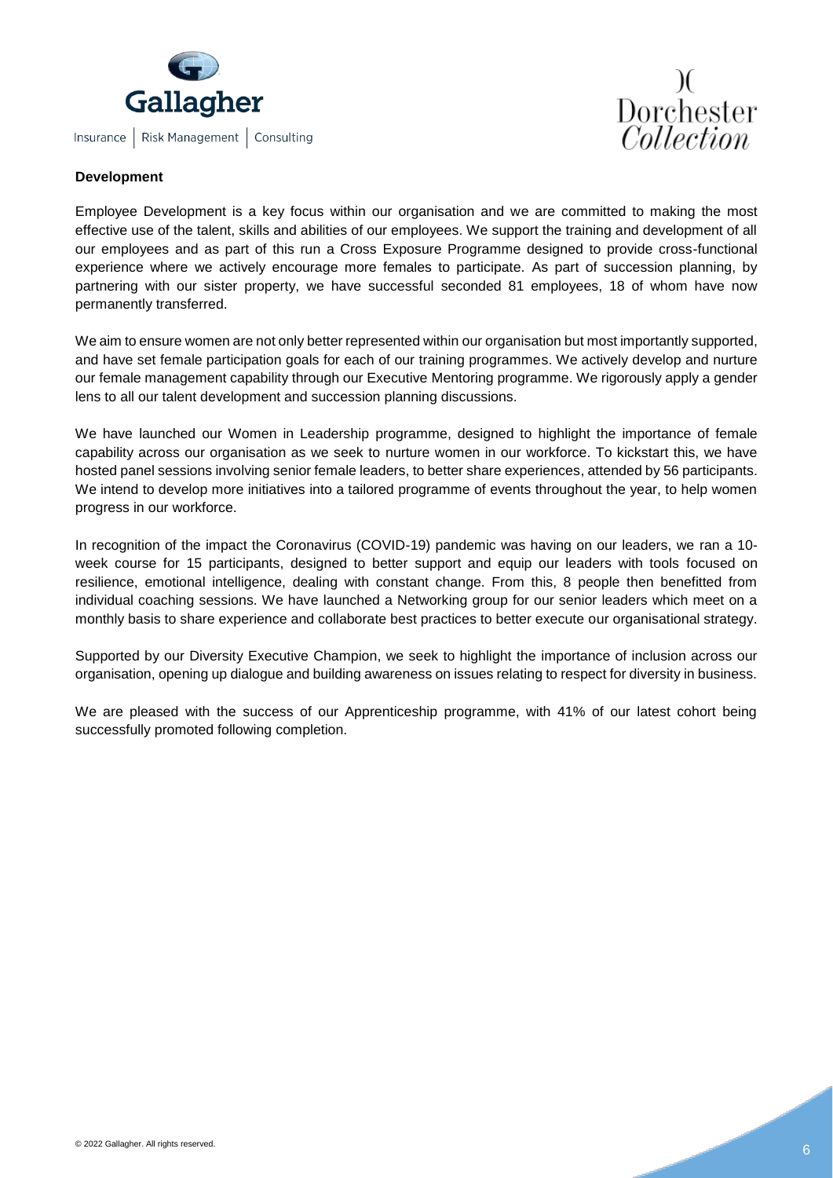## Development

Employee Development is a key focus within our organisation and we are committed to making the most effective use of the talent, skills and abilities of our employees. We support the training and development of all our employees and as part of this run a Cross Exposure Programme designed to provide cross-functional experience where we actively encourage more females to participate. As part of succession planning, by partnering with our sister property, we have successful seconded 81 employees, 18 of whom have now permanently transferred.

We aim to ensure women are not only better represented within our organisation but most importantly supported, and have set female participation goals for each of our training programmes. We actively develop and nurture our female management capability through our Executive Mentoring programme. We rigorously apply a gender lens to all our talent development and succession planning discussions.

We have launched our Women in Leadership programme, designed to highlight the importance of female capability across our organisation as we seek to nurture women in our workforce. To kickstart this, we have hosted panel sessions involving senior female leaders, to better share experiences, attended by 56 participants. We intend to develop more initiatives into a tailored programme of events throughout the year, to help women progress in our workforce.

In recognition of the impact the Coronavirus (COVID-19) pandemic was having on our leaders, we ran a 10-week course for 15 participants, designed to better support and equip our leaders with tools focused on resilience, emotional intelligence, dealing with constant change. From this, 8 people then benefitted from individual coaching sessions. We have launched a Networking group for our senior leaders which meet on a monthly basis to share experience and collaborate best practices to better execute our organisational strategy.

Supported by our Diversity Executive Champion, we seek to highlight the importance of inclusion across our organisation, opening up dialogue and building awareness on issues relating to respect for diversity in business.

We are pleased with the success of our Apprenticeship programme, with 41% of our latest cohort being successfully promoted following completion.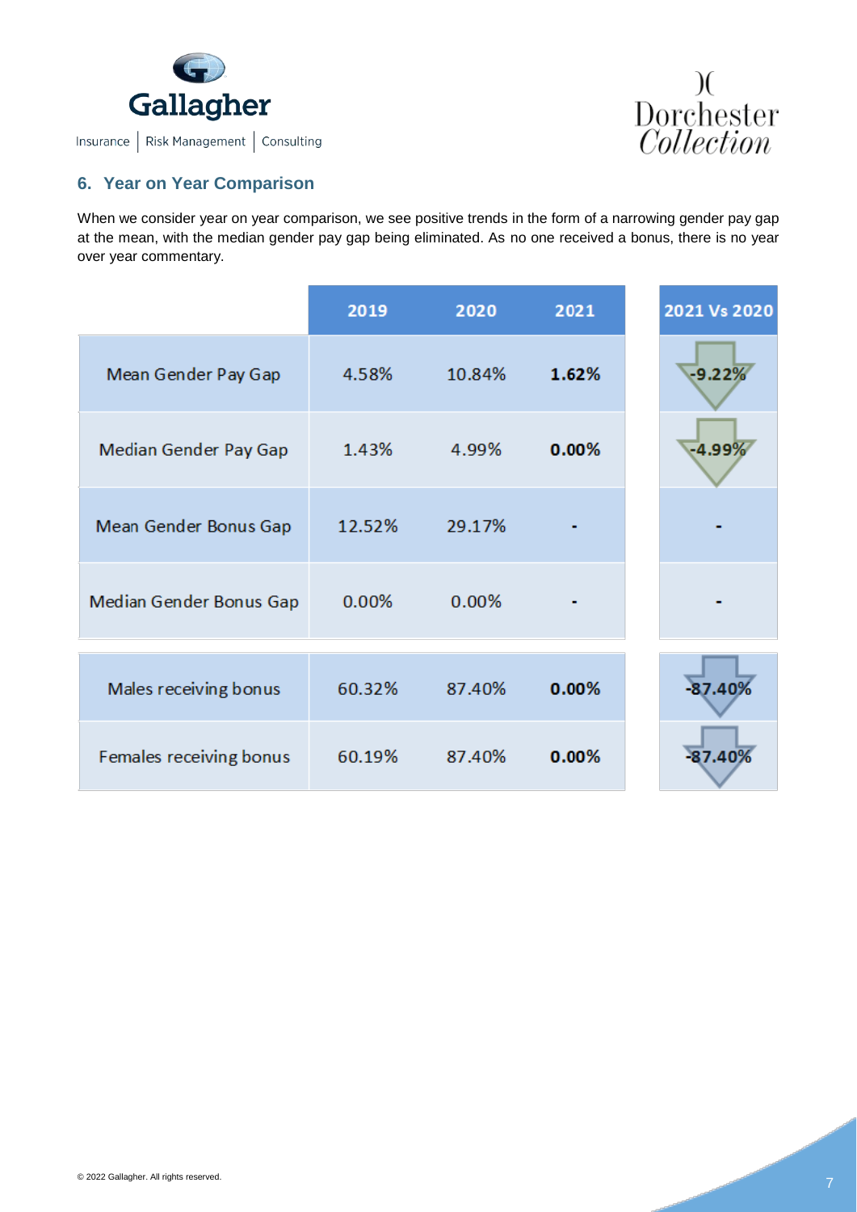## 6. Year on Year Comparison

When we consider year on year comparison, we see positive trends in the form of a narrowing gender pay gap at the mean, with the median gender pay gap being eliminated. As no one received a bonus, there is no year over year commentary.

| | 2019 | 2020 | 2021 | 2021 Vs 2020 |
|---|---|---|---|---|
| Mean Gender Pay Gap | 4.58% | 10.84% | **1.62%** | -9.22% |
| Median Gender Pay Gap | 1.43% | 4.99% | **0.00%** | -4.99% |
| Mean Gender Bonus Gap | 12.52% | 29.17% | - | - |
| Median Gender Bonus Gap | 0.00% | 0.00% | - | - |
| Males receiving bonus | 60.32% | 87.40% | **0.00%** | -87.40% |
| Females receiving bonus | 60.19% | 87.40% | **0.00%** | -87.40% |

© 2022 Gallagher. All rights reserved.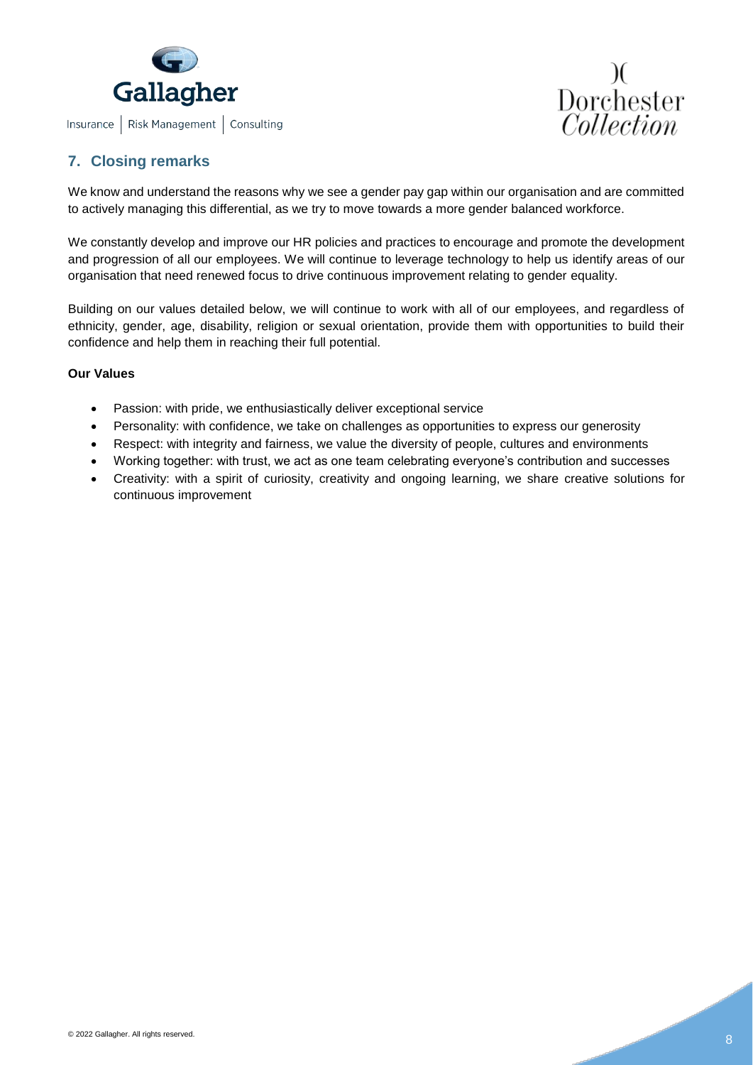## 7. Closing remarks

We know and understand the reasons why we see a gender pay gap within our organisation and are committed to actively managing this differential, as we try to move towards a more gender balanced workforce.

We constantly develop and improve our HR policies and practices to encourage and promote the development and progression of all our employees. We will continue to leverage technology to help us identify areas of our organisation that need renewed focus to drive continuous improvement relating to gender equality.

Building on our values detailed below, we will continue to work with all of our employees, and regardless of ethnicity, gender, age, disability, religion or sexual orientation, provide them with opportunities to build their confidence and help them in reaching their full potential.

**Our Values**

- Passion: with pride, we enthusiastically deliver exceptional service
- Personality: with confidence, we take on challenges as opportunities to express our generosity
- Respect: with integrity and fairness, we value the diversity of people, cultures and environments
- Working together: with trust, we act as one team celebrating everyone's contribution and successes
- Creativity: with a spirit of curiosity, creativity and ongoing learning, we share creative solutions for continuous improvement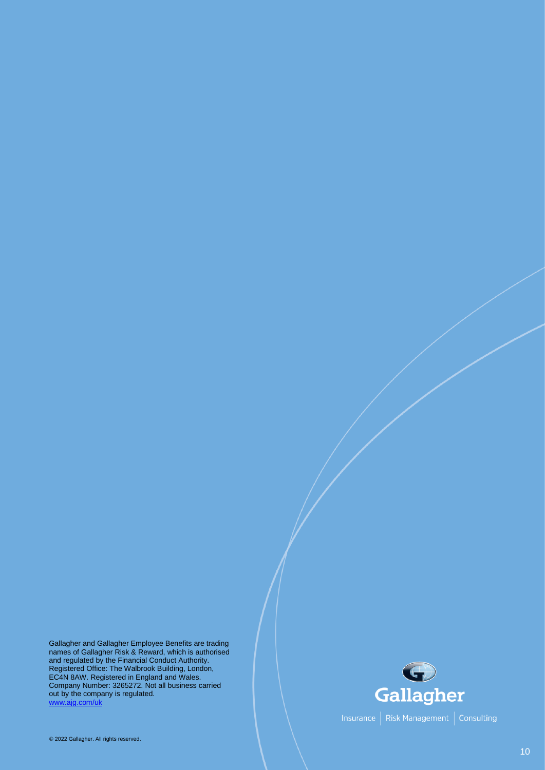Gallagher and Gallagher Employee Benefits are trading names of Gallagher Risk & Reward, which is authorised and regulated by the Financial Conduct Authority. Registered Office: The Walbrook Building, London, EC4N 8AW. Registered in England and Wales. Company Number: 3265272. Not all business carried out by the company is regulated.
www.ajg.com/uk

Gallagher

Insurance | Risk Management | Consulting

© 2022 Gallagher. All rights reserved.